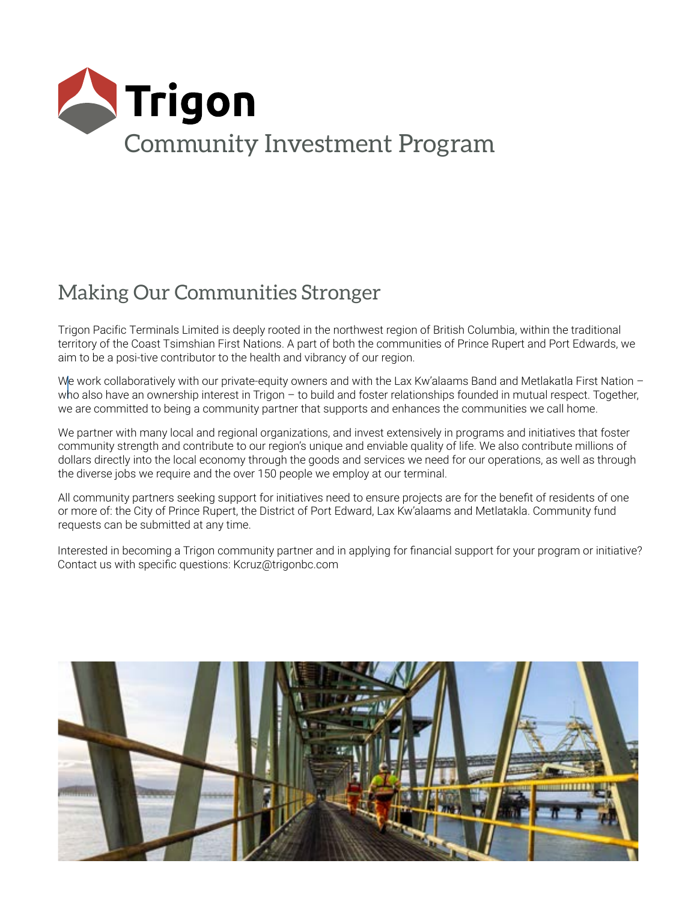# Trigon
## Community Investment Program

## Making Our Communities Stronger

Trigon Pacific Terminals Limited is deeply rooted in the northwest region of British Columbia, within the traditional territory of the Coast Tsimshian First Nations. A part of both the communities of Prince Rupert and Port Edwards, we aim to be a posi-tive contributor to the health and vibrancy of our region.

We work collaboratively with our private-equity owners and with the Lax Kw'alaams Band and Metlakatla First Nation – who also have an ownership interest in Trigon – to build and foster relationships founded in mutual respect. Together, we are committed to being a community partner that supports and enhances the communities we call home.

We partner with many local and regional organizations, and invest extensively in programs and initiatives that foster community strength and contribute to our region's unique and enviable quality of life. We also contribute millions of dollars directly into the local economy through the goods and services we need for our operations, as well as through the diverse jobs we require and the over 150 people we employ at our terminal.

All community partners seeking support for initiatives need to ensure projects are for the benefit of residents of one or more of: the City of Prince Rupert, the District of Port Edward, Lax Kw'alaams and Metlatakla. Community fund requests can be submitted at any time.

Interested in becoming a Trigon community partner and in applying for financial support for your program or initiative? Contact us with specific questions: Kcruz@trigonbc.com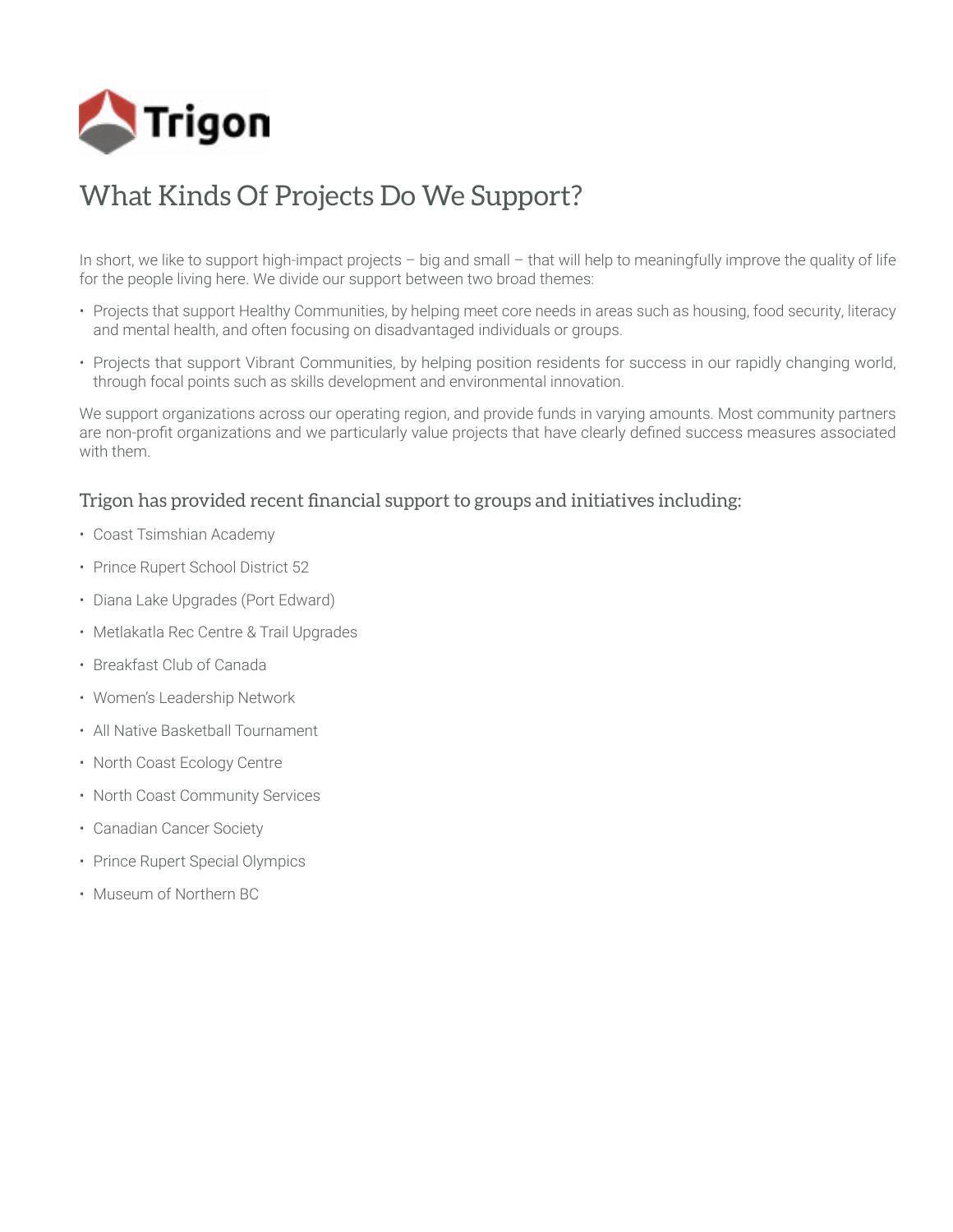Trigon

# What Kinds Of Projects Do We Support?

In short, we like to support high-impact projects – big and small – that will help to meaningfully improve the quality of life for the people living here. We divide our support between two broad themes:

- Projects that support Healthy Communities, by helping meet core needs in areas such as housing, food security, literacy and mental health, and often focusing on disadvantaged individuals or groups.
- Projects that support Vibrant Communities, by helping position residents for success in our rapidly changing world, through focal points such as skills development and environmental innovation.

We support organizations across our operating region, and provide funds in varying amounts. Most community partners are non-profit organizations and we particularly value projects that have clearly defined success measures associated with them.

## Trigon has provided recent financial support to groups and initiatives including:

- Coast Tsimshian Academy
- Prince Rupert School District 52
- Diana Lake Upgrades (Port Edward)
- Metlakatla Rec Centre & Trail Upgrades
- Breakfast Club of Canada
- Women's Leadership Network
- All Native Basketball Tournament
- North Coast Ecology Centre
- North Coast Community Services
- Canadian Cancer Society
- Prince Rupert Special Olympics
- Museum of Northern BC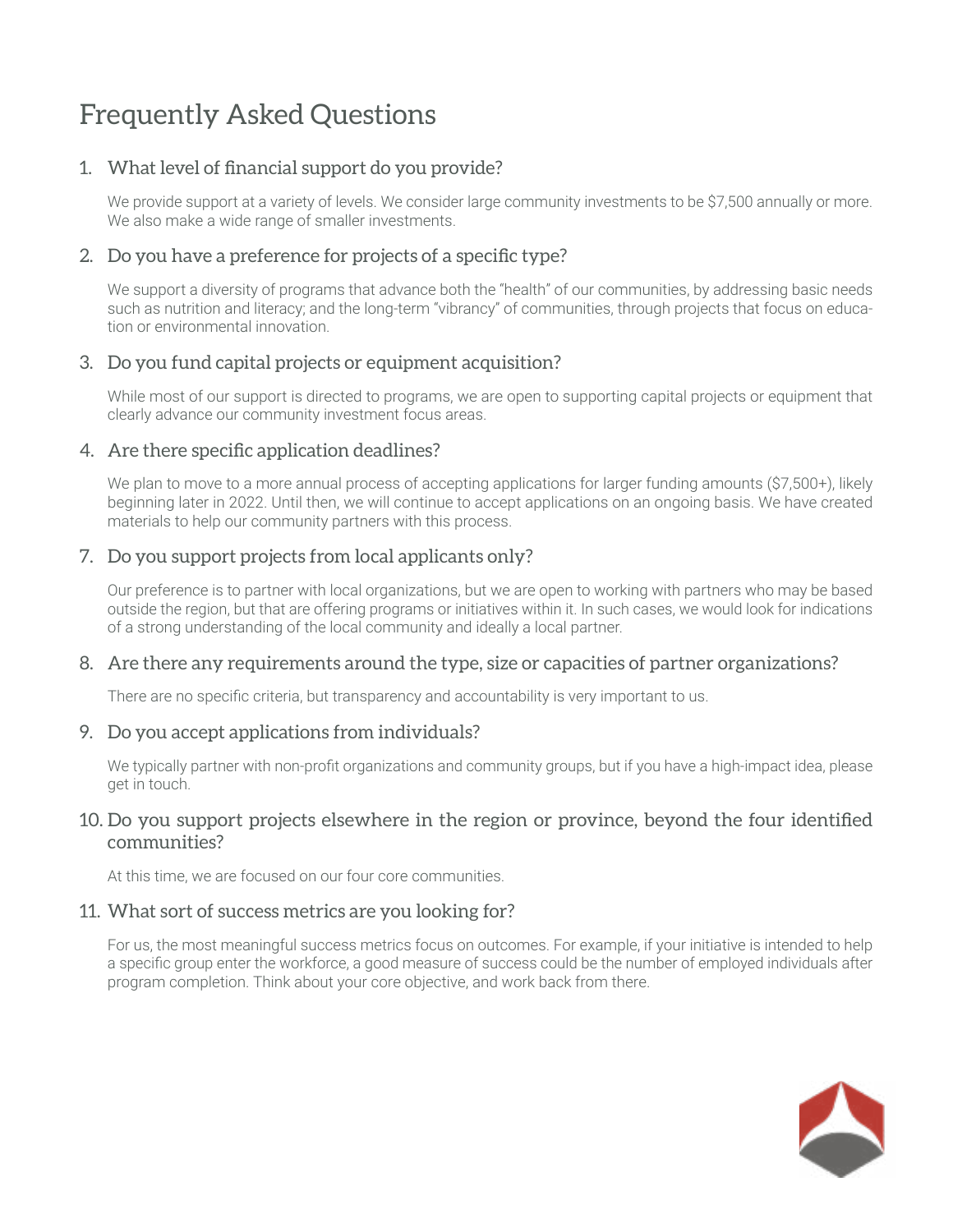# Frequently Asked Questions

1. What level of financial support do you provide?

   We provide support at a variety of levels. We consider large community investments to be $7,500 annually or more. We also make a wide range of smaller investments.

2. Do you have a preference for projects of a specific type?

   We support a diversity of programs that advance both the "health" of our communities, by addressing basic needs such as nutrition and literacy; and the long-term "vibrancy" of communities, through projects that focus on education or environmental innovation.

3. Do you fund capital projects or equipment acquisition?

   While most of our support is directed to programs, we are open to supporting capital projects or equipment that clearly advance our community investment focus areas.

4. Are there specific application deadlines?

   We plan to move to a more annual process of accepting applications for larger funding amounts ($7,500+), likely beginning later in 2022. Until then, we will continue to accept applications on an ongoing basis. We have created materials to help our community partners with this process.

7. Do you support projects from local applicants only?

   Our preference is to partner with local organizations, but we are open to working with partners who may be based outside the region, but that are offering programs or initiatives within it. In such cases, we would look for indications of a strong understanding of the local community and ideally a local partner.

8. Are there any requirements around the type, size or capacities of partner organizations?

   There are no specific criteria, but transparency and accountability is very important to us.

9. Do you accept applications from individuals?

   We typically partner with non-profit organizations and community groups, but if you have a high-impact idea, please get in touch.

10. Do you support projects elsewhere in the region or province, beyond the four identified communities?

    At this time, we are focused on our four core communities.

11. What sort of success metrics are you looking for?

    For us, the most meaningful success metrics focus on outcomes. For example, if your initiative is intended to help a specific group enter the workforce, a good measure of success could be the number of employed individuals after program completion. Think about your core objective, and work back from there.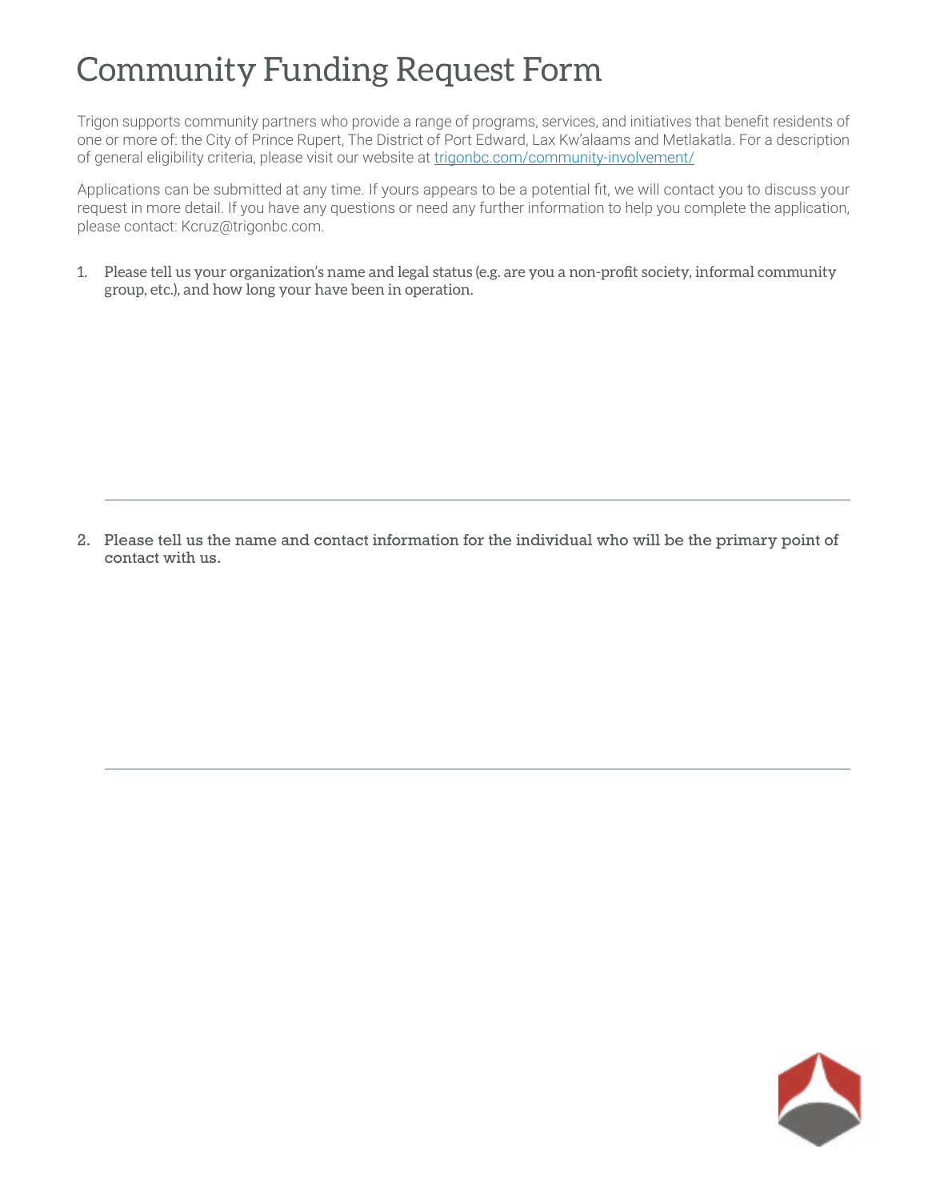# Community Funding Request Form

Trigon supports community partners who provide a range of programs, services, and initiatives that benefit residents of one or more of: the City of Prince Rupert, The District of Port Edward, Lax Kw'alaams and Metlakatla. For a description of general eligibility criteria, please visit our website at [trigonbc.com/community-involvement/](trigonbc.com/community-involvement/)

Applications can be submitted at any time. If yours appears to be a potential fit, we will contact you to discuss your request in more detail. If you have any questions or need any further information to help you complete the application, please contact: Kcruz@trigonbc.com.

1. Please tell us your organization's name and legal status (e.g. are you a non-profit society, informal community group, etc.), and how long your have been in operation.

---

2. Please tell us the name and contact information for the individual who will be the primary point of contact with us.

---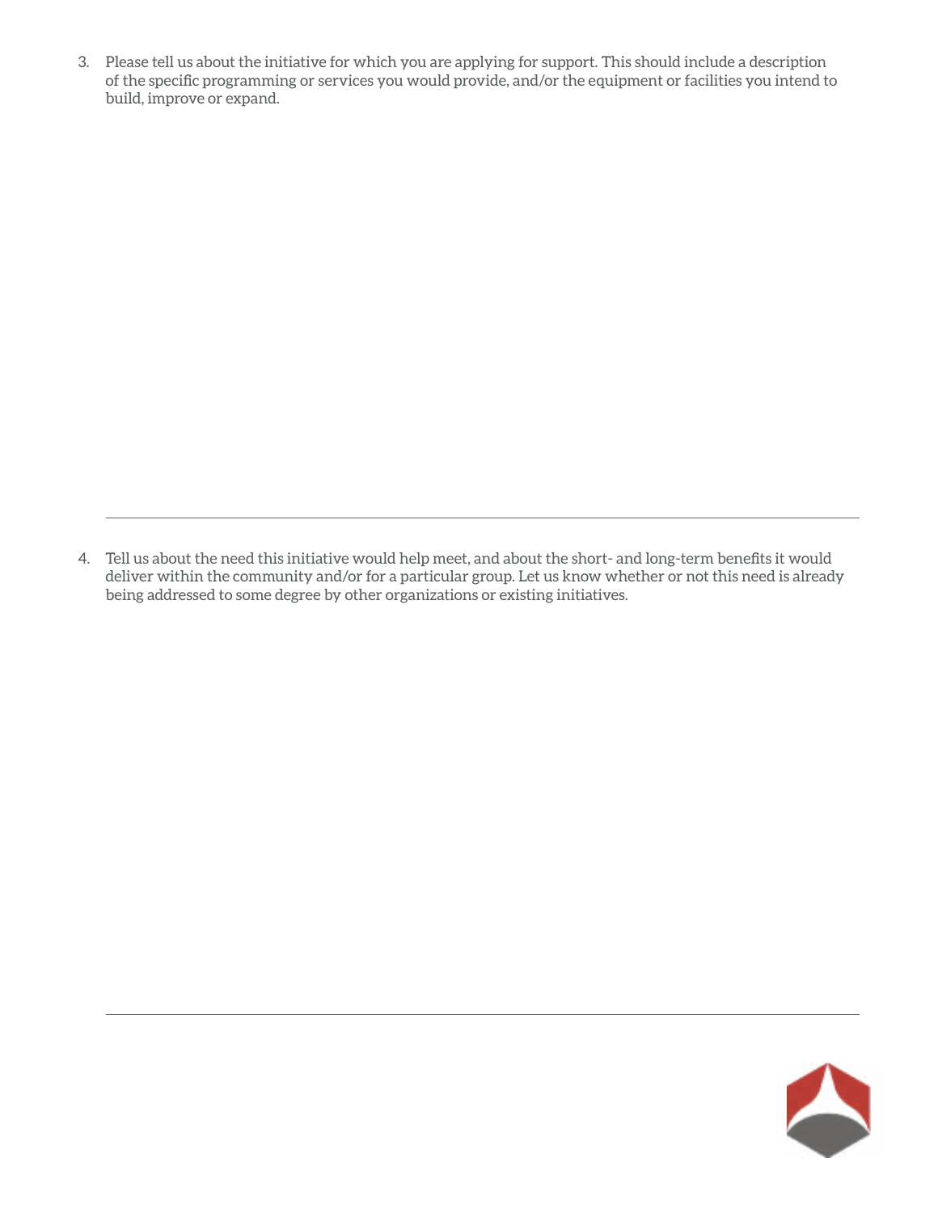3. Please tell us about the initiative for which you are applying for support. This should include a description of the specific programming or services you would provide, and/or the equipment or facilities you intend to build, improve or expand.

---

4. Tell us about the need this initiative would help meet, and about the short- and long-term benefits it would deliver within the community and/or for a particular group. Let us know whether or not this need is already being addressed to some degree by other organizations or existing initiatives.

---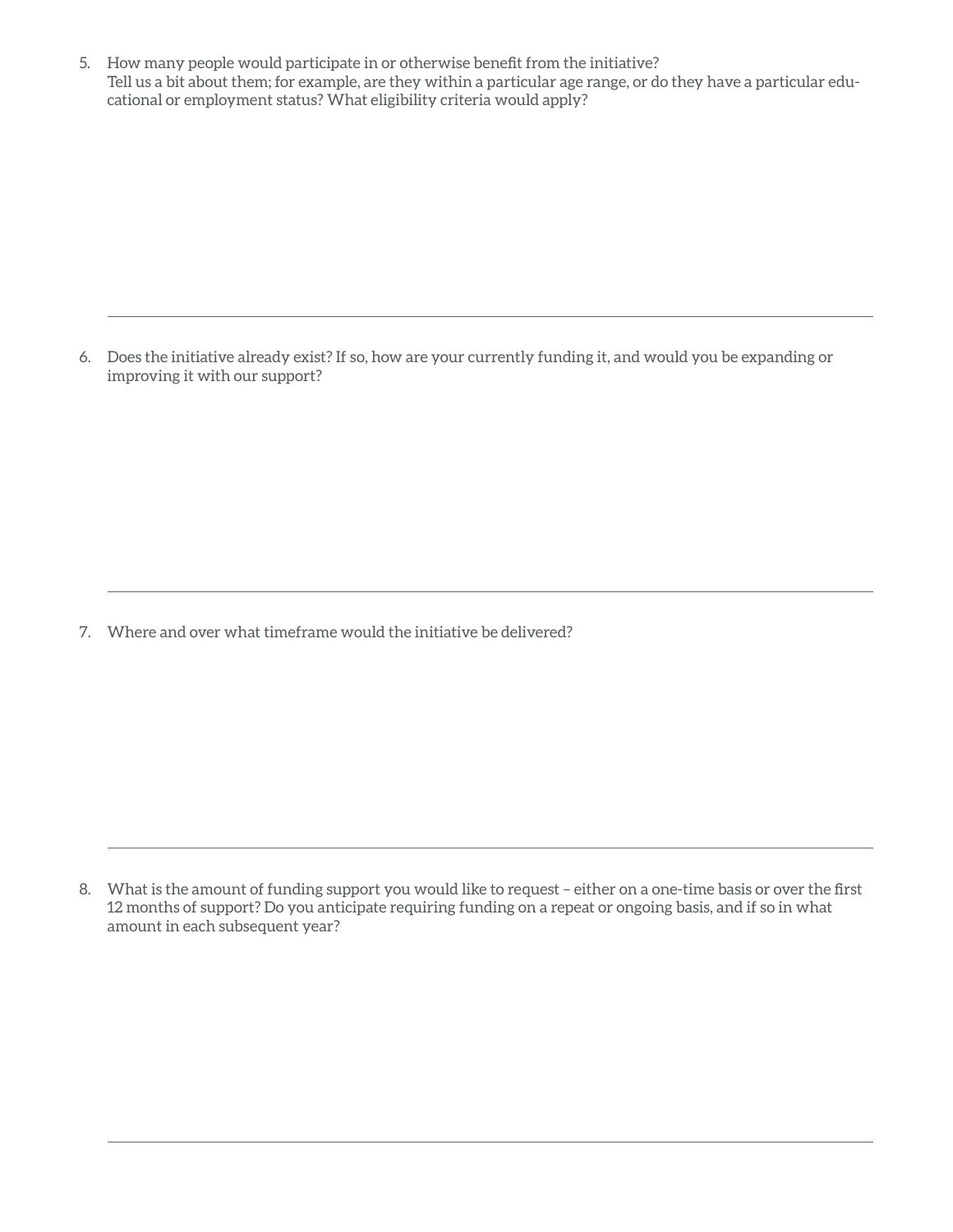5. How many people would participate in or otherwise benefit from the initiative?
   Tell us a bit about them; for example, are they within a particular age range, or do they have a particular educational or employment status? What eligibility criteria would apply?

---

6. Does the initiative already exist? If so, how are your currently funding it, and would you be expanding or improving it with our support?

---

7. Where and over what timeframe would the initiative be delivered?

---

8. What is the amount of funding support you would like to request – either on a one-time basis or over the first 12 months of support? Do you anticipate requiring funding on a repeat or ongoing basis, and if so in what amount in each subsequent year?

---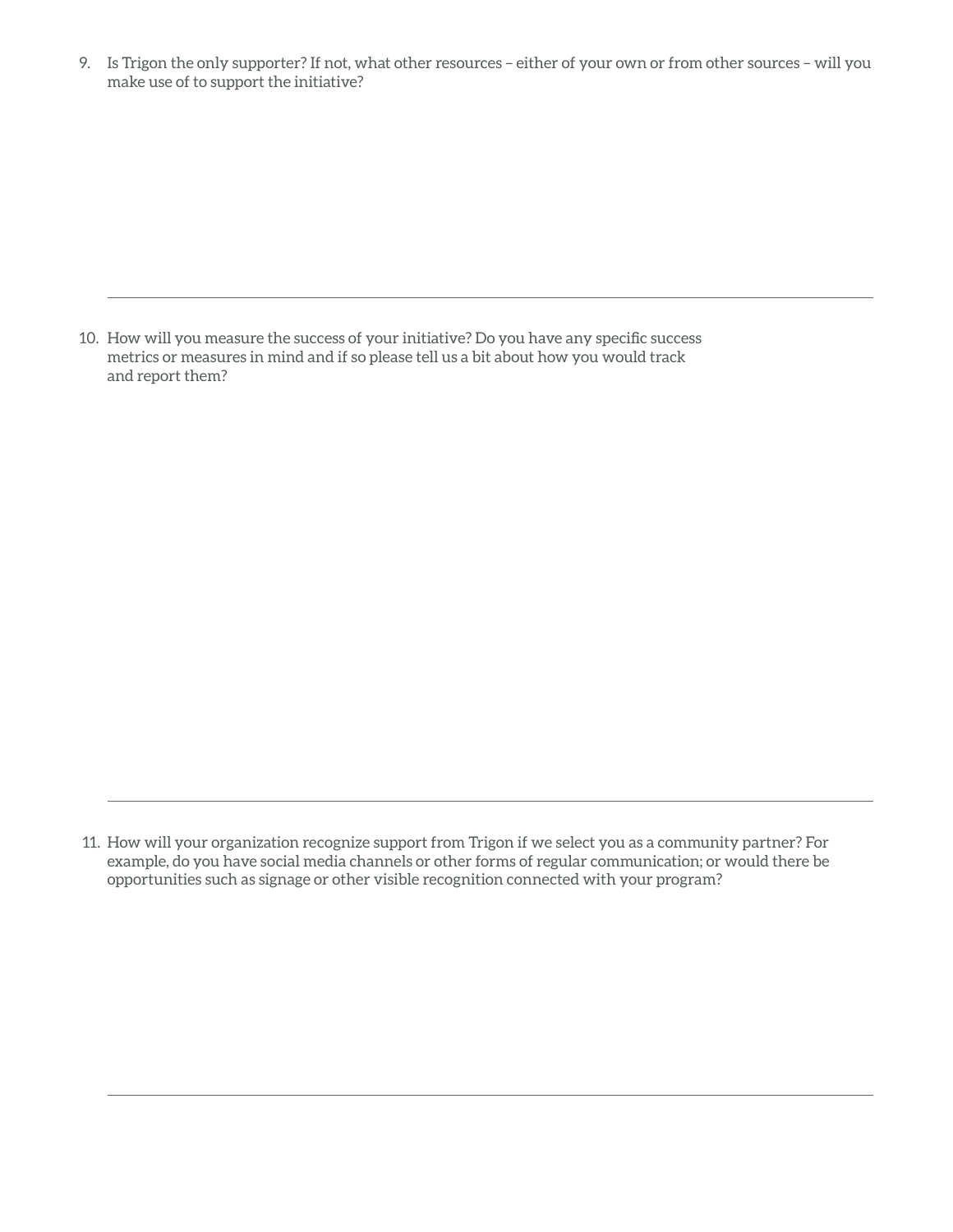9. Is Trigon the only supporter? If not, what other resources – either of your own or from other sources – will you make use of to support the initiative?

---

10. How will you measure the success of your initiative? Do you have any specific success metrics or measures in mind and if so please tell us a bit about how you would track and report them?

---

11. How will your organization recognize support from Trigon if we select you as a community partner? For example, do you have social media channels or other forms of regular communication; or would there be opportunities such as signage or other visible recognition connected with your program?

---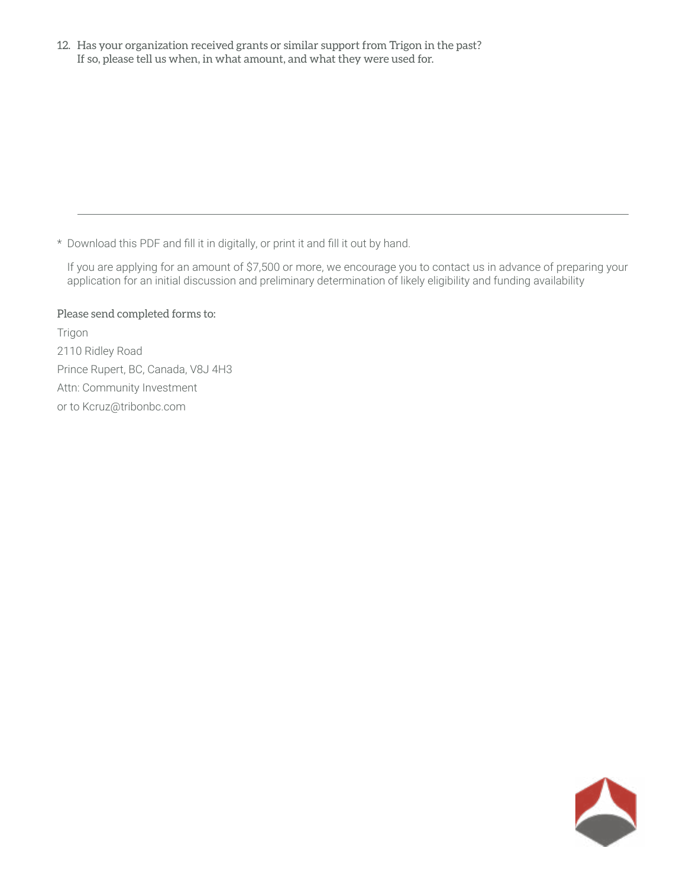12. Has your organization received grants or similar support from Trigon in the past? If so, please tell us when, in what amount, and what they were used for.

\* Download this PDF and fill it in digitally, or print it and fill it out by hand.

If you are applying for an amount of $7,500 or more, we encourage you to contact us in advance of preparing your application for an initial discussion and preliminary determination of likely eligibility and funding availability

Please send completed forms to:

Trigon
2110 Ridley Road
Prince Rupert, BC, Canada, V8J 4H3
Attn: Community Investment
or to Kcruz@tribonbc.com